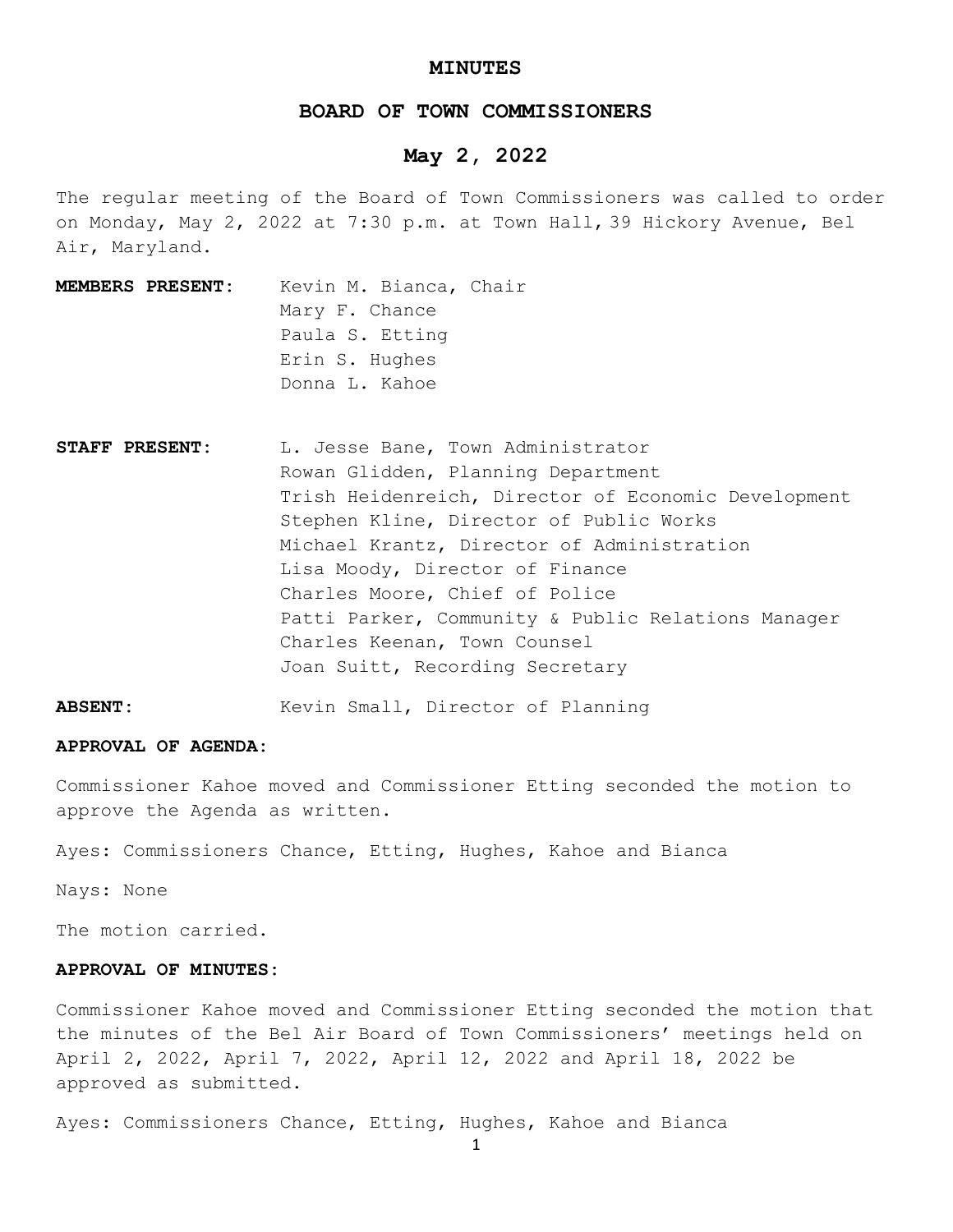# MINUTES

## BOARD OF TOWN COMMISSIONERS

## May 2, 2022

The regular meeting of the Board of Town Commissioners was called to order on Monday, May 2, 2022 at 7:30 p.m. at Town Hall, 39 Hickory Avenue, Bel Air, Maryland.

**MEMBERS PRESENT:** Kevin M. Bianca, Chair
Mary F. Chance
Paula S. Etting
Erin S. Hughes
Donna L. Kahoe

**STAFF PRESENT:** L. Jesse Bane, Town Administrator
Rowan Glidden, Planning Department
Trish Heidenreich, Director of Economic Development
Stephen Kline, Director of Public Works
Michael Krantz, Director of Administration
Lisa Moody, Director of Finance
Charles Moore, Chief of Police
Patti Parker, Community & Public Relations Manager
Charles Keenan, Town Counsel
Joan Suitt, Recording Secretary

**ABSENT:** Kevin Small, Director of Planning

**APPROVAL OF AGENDA:**

Commissioner Kahoe moved and Commissioner Etting seconded the motion to approve the Agenda as written.

Ayes: Commissioners Chance, Etting, Hughes, Kahoe and Bianca

Nays: None

The motion carried.

**APPROVAL OF MINUTES:**

Commissioner Kahoe moved and Commissioner Etting seconded the motion that the minutes of the Bel Air Board of Town Commissioners' meetings held on April 2, 2022, April 7, 2022, April 12, 2022 and April 18, 2022 be approved as submitted.

Ayes: Commissioners Chance, Etting, Hughes, Kahoe and Bianca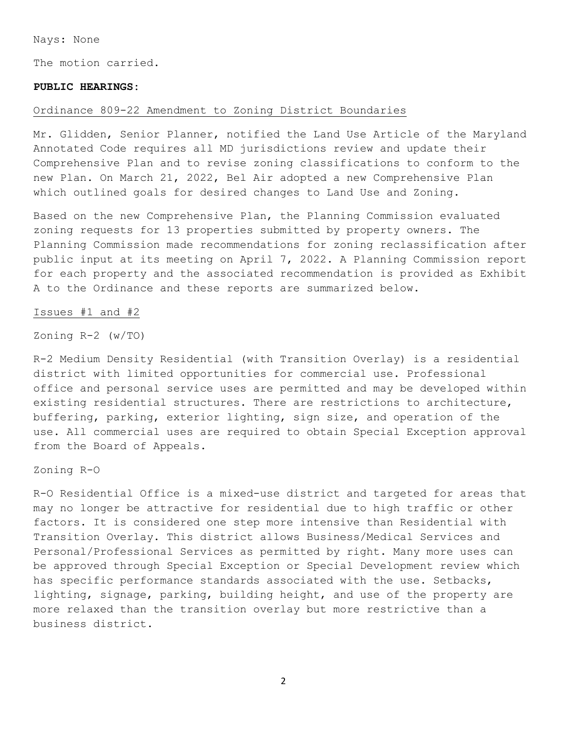Nays: None

The motion carried.

**PUBLIC HEARINGS:**

Ordinance 809-22 Amendment to Zoning District Boundaries

Mr. Glidden, Senior Planner, notified the Land Use Article of the Maryland Annotated Code requires all MD jurisdictions review and update their Comprehensive Plan and to revise zoning classifications to conform to the new Plan. On March 21, 2022, Bel Air adopted a new Comprehensive Plan which outlined goals for desired changes to Land Use and Zoning.

Based on the new Comprehensive Plan, the Planning Commission evaluated zoning requests for 13 properties submitted by property owners. The Planning Commission made recommendations for zoning reclassification after public input at its meeting on April 7, 2022. A Planning Commission report for each property and the associated recommendation is provided as Exhibit A to the Ordinance and these reports are summarized below.

Issues #1 and #2

Zoning R-2 (w/TO)

R-2 Medium Density Residential (with Transition Overlay) is a residential district with limited opportunities for commercial use. Professional office and personal service uses are permitted and may be developed within existing residential structures. There are restrictions to architecture, buffering, parking, exterior lighting, sign size, and operation of the use. All commercial uses are required to obtain Special Exception approval from the Board of Appeals.

Zoning R-O

R-O Residential Office is a mixed-use district and targeted for areas that may no longer be attractive for residential due to high traffic or other factors. It is considered one step more intensive than Residential with Transition Overlay. This district allows Business/Medical Services and Personal/Professional Services as permitted by right. Many more uses can be approved through Special Exception or Special Development review which has specific performance standards associated with the use. Setbacks, lighting, signage, parking, building height, and use of the property are more relaxed than the transition overlay but more restrictive than a business district.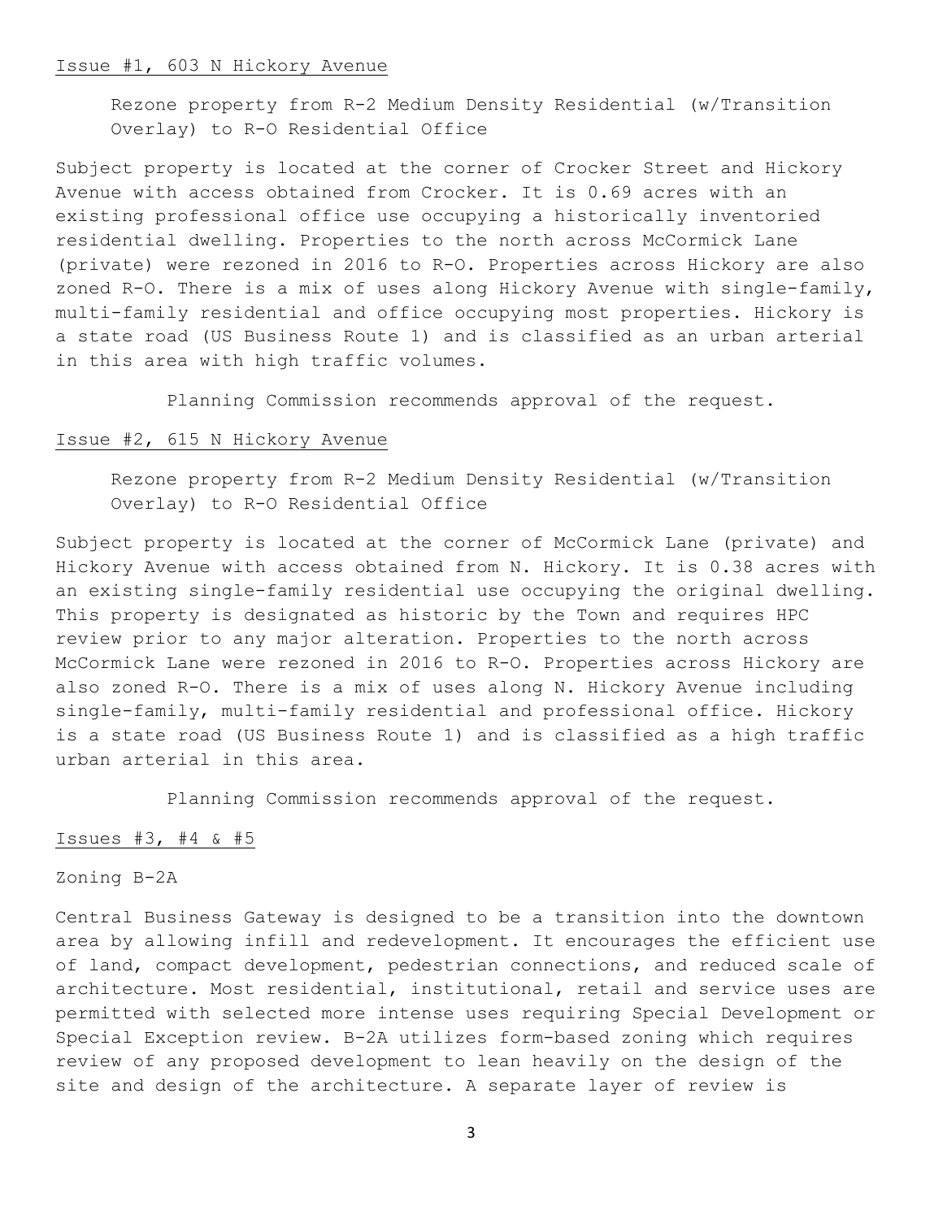Issue #1, 603 N Hickory Avenue

Rezone property from R-2 Medium Density Residential (w/Transition Overlay) to R-O Residential Office

Subject property is located at the corner of Crocker Street and Hickory Avenue with access obtained from Crocker. It is 0.69 acres with an existing professional office use occupying a historically inventoried residential dwelling. Properties to the north across McCormick Lane (private) were rezoned in 2016 to R-O. Properties across Hickory are also zoned R-O. There is a mix of uses along Hickory Avenue with single-family, multi-family residential and office occupying most properties. Hickory is a state road (US Business Route 1) and is classified as an urban arterial in this area with high traffic volumes.

Planning Commission recommends approval of the request.

Issue #2, 615 N Hickory Avenue

Rezone property from R-2 Medium Density Residential (w/Transition Overlay) to R-O Residential Office

Subject property is located at the corner of McCormick Lane (private) and Hickory Avenue with access obtained from N. Hickory. It is 0.38 acres with an existing single-family residential use occupying the original dwelling. This property is designated as historic by the Town and requires HPC review prior to any major alteration. Properties to the north across McCormick Lane were rezoned in 2016 to R-O. Properties across Hickory are also zoned R-O. There is a mix of uses along N. Hickory Avenue including single-family, multi-family residential and professional office. Hickory is a state road (US Business Route 1) and is classified as a high traffic urban arterial in this area.

Planning Commission recommends approval of the request.

Issues #3, #4 & #5

Zoning B-2A

Central Business Gateway is designed to be a transition into the downtown area by allowing infill and redevelopment. It encourages the efficient use of land, compact development, pedestrian connections, and reduced scale of architecture. Most residential, institutional, retail and service uses are permitted with selected more intense uses requiring Special Development or Special Exception review. B-2A utilizes form-based zoning which requires review of any proposed development to lean heavily on the design of the site and design of the architecture. A separate layer of review is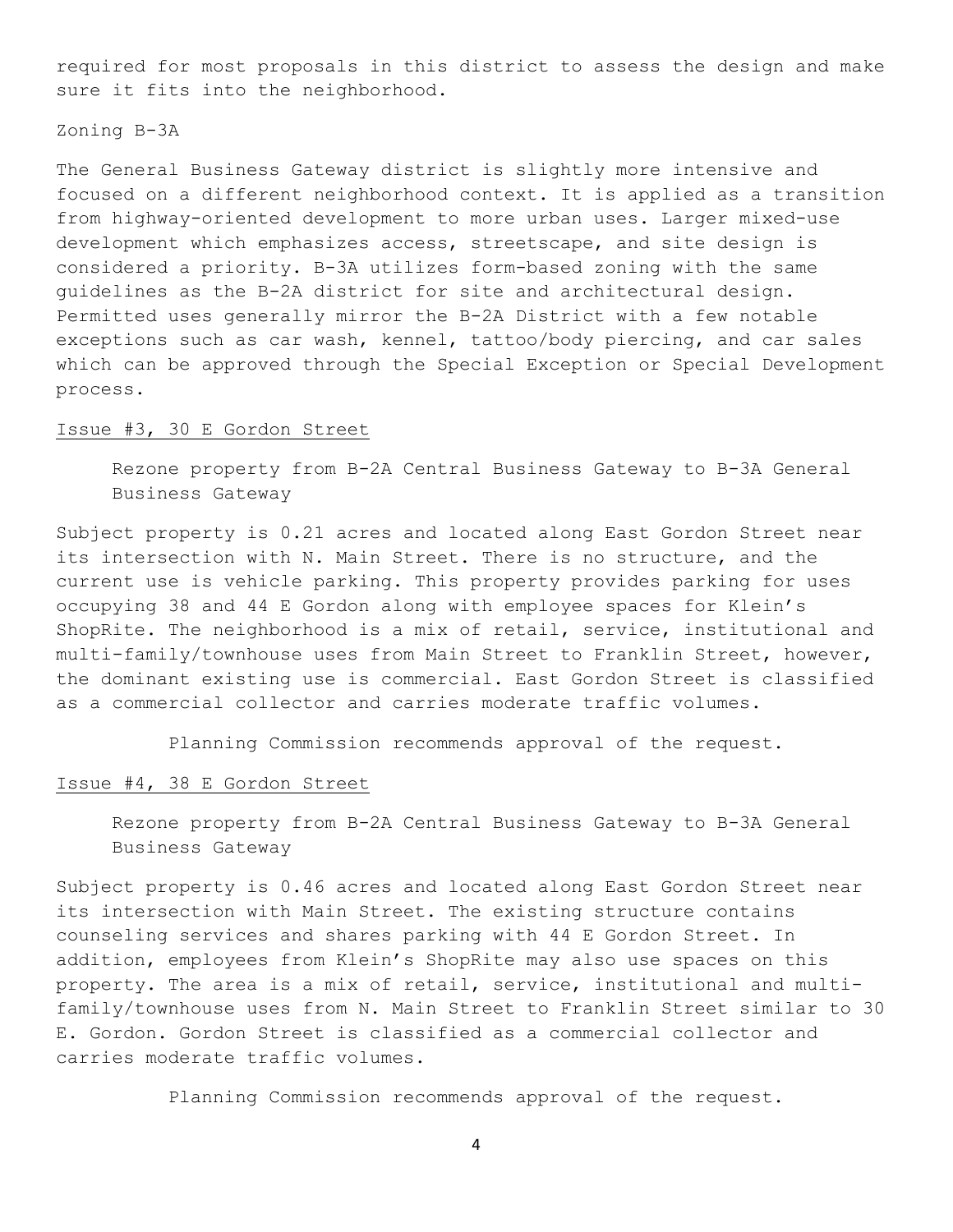required for most proposals in this district to assess the design and make sure it fits into the neighborhood.

Zoning B-3A

The General Business Gateway district is slightly more intensive and focused on a different neighborhood context. It is applied as a transition from highway-oriented development to more urban uses. Larger mixed-use development which emphasizes access, streetscape, and site design is considered a priority. B-3A utilizes form-based zoning with the same guidelines as the B-2A district for site and architectural design. Permitted uses generally mirror the B-2A District with a few notable exceptions such as car wash, kennel, tattoo/body piercing, and car sales which can be approved through the Special Exception or Special Development process.

<u>Issue #3, 30 E Gordon Street</u>

> Rezone property from B-2A Central Business Gateway to B-3A General Business Gateway

Subject property is 0.21 acres and located along East Gordon Street near its intersection with N. Main Street. There is no structure, and the current use is vehicle parking. This property provides parking for uses occupying 38 and 44 E Gordon along with employee spaces for Klein's ShopRite. The neighborhood is a mix of retail, service, institutional and multi-family/townhouse uses from Main Street to Franklin Street, however, the dominant existing use is commercial. East Gordon Street is classified as a commercial collector and carries moderate traffic volumes.

Planning Commission recommends approval of the request.

<u>Issue #4, 38 E Gordon Street</u>

> Rezone property from B-2A Central Business Gateway to B-3A General Business Gateway

Subject property is 0.46 acres and located along East Gordon Street near its intersection with Main Street. The existing structure contains counseling services and shares parking with 44 E Gordon Street. In addition, employees from Klein's ShopRite may also use spaces on this property. The area is a mix of retail, service, institutional and multi-family/townhouse uses from N. Main Street to Franklin Street similar to 30 E. Gordon. Gordon Street is classified as a commercial collector and carries moderate traffic volumes.

Planning Commission recommends approval of the request.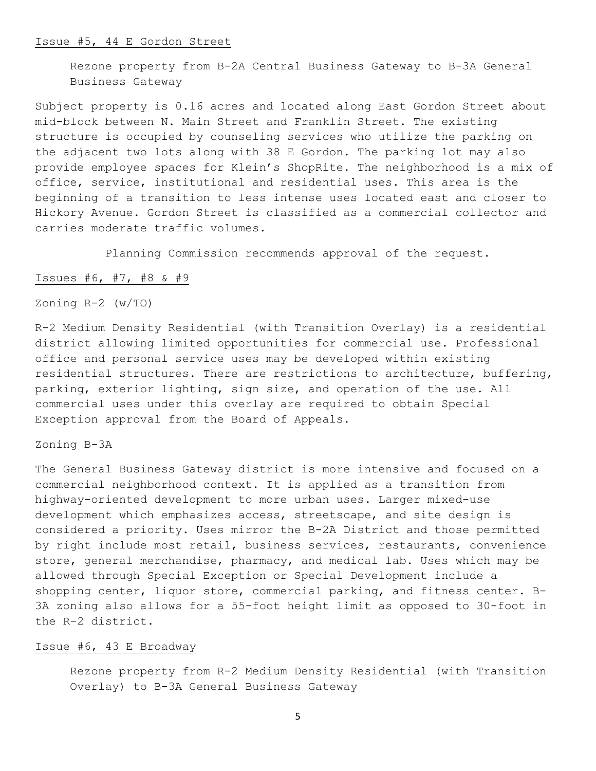Issue #5, 44 E Gordon Street

> Rezone property from B-2A Central Business Gateway to B-3A General Business Gateway

Subject property is 0.16 acres and located along East Gordon Street about mid-block between N. Main Street and Franklin Street. The existing structure is occupied by counseling services who utilize the parking on the adjacent two lots along with 38 E Gordon. The parking lot may also provide employee spaces for Klein's ShopRite. The neighborhood is a mix of office, service, institutional and residential uses. This area is the beginning of a transition to less intense uses located east and closer to Hickory Avenue. Gordon Street is classified as a commercial collector and carries moderate traffic volumes.

Planning Commission recommends approval of the request.

Issues #6, #7, #8 & #9

Zoning R-2 (w/TO)

R-2 Medium Density Residential (with Transition Overlay) is a residential district allowing limited opportunities for commercial use. Professional office and personal service uses may be developed within existing residential structures. There are restrictions to architecture, buffering, parking, exterior lighting, sign size, and operation of the use. All commercial uses under this overlay are required to obtain Special Exception approval from the Board of Appeals.

Zoning B-3A

The General Business Gateway district is more intensive and focused on a commercial neighborhood context. It is applied as a transition from highway-oriented development to more urban uses. Larger mixed-use development which emphasizes access, streetscape, and site design is considered a priority. Uses mirror the B-2A District and those permitted by right include most retail, business services, restaurants, convenience store, general merchandise, pharmacy, and medical lab. Uses which may be allowed through Special Exception or Special Development include a shopping center, liquor store, commercial parking, and fitness center. B-3A zoning also allows for a 55-foot height limit as opposed to 30-foot in the R-2 district.

Issue #6, 43 E Broadway

> Rezone property from R-2 Medium Density Residential (with Transition Overlay) to B-3A General Business Gateway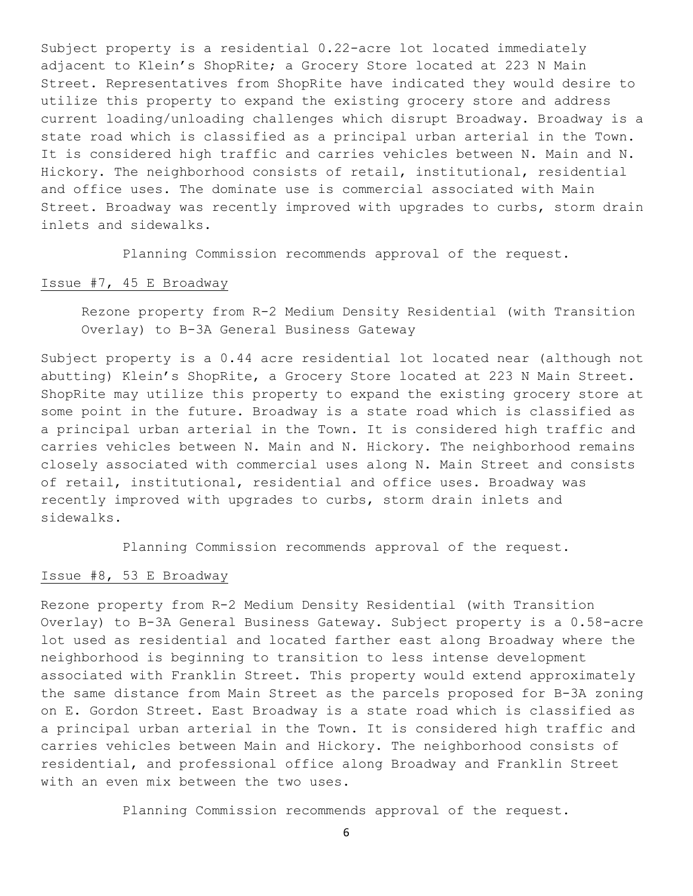Subject property is a residential 0.22-acre lot located immediately adjacent to Klein's ShopRite; a Grocery Store located at 223 N Main Street. Representatives from ShopRite have indicated they would desire to utilize this property to expand the existing grocery store and address current loading/unloading challenges which disrupt Broadway. Broadway is a state road which is classified as a principal urban arterial in the Town. It is considered high traffic and carries vehicles between N. Main and N. Hickory. The neighborhood consists of retail, institutional, residential and office uses. The dominate use is commercial associated with Main Street. Broadway was recently improved with upgrades to curbs, storm drain inlets and sidewalks.

Planning Commission recommends approval of the request.

Issue #7, 45 E Broadway

Rezone property from R-2 Medium Density Residential (with Transition Overlay) to B-3A General Business Gateway

Subject property is a 0.44 acre residential lot located near (although not abutting) Klein's ShopRite, a Grocery Store located at 223 N Main Street. ShopRite may utilize this property to expand the existing grocery store at some point in the future. Broadway is a state road which is classified as a principal urban arterial in the Town. It is considered high traffic and carries vehicles between N. Main and N. Hickory. The neighborhood remains closely associated with commercial uses along N. Main Street and consists of retail, institutional, residential and office uses. Broadway was recently improved with upgrades to curbs, storm drain inlets and sidewalks.

Planning Commission recommends approval of the request.

Issue #8, 53 E Broadway

Rezone property from R-2 Medium Density Residential (with Transition Overlay) to B-3A General Business Gateway. Subject property is a 0.58-acre lot used as residential and located farther east along Broadway where the neighborhood is beginning to transition to less intense development associated with Franklin Street. This property would extend approximately the same distance from Main Street as the parcels proposed for B-3A zoning on E. Gordon Street. East Broadway is a state road which is classified as a principal urban arterial in the Town. It is considered high traffic and carries vehicles between Main and Hickory. The neighborhood consists of residential, and professional office along Broadway and Franklin Street with an even mix between the two uses.

Planning Commission recommends approval of the request.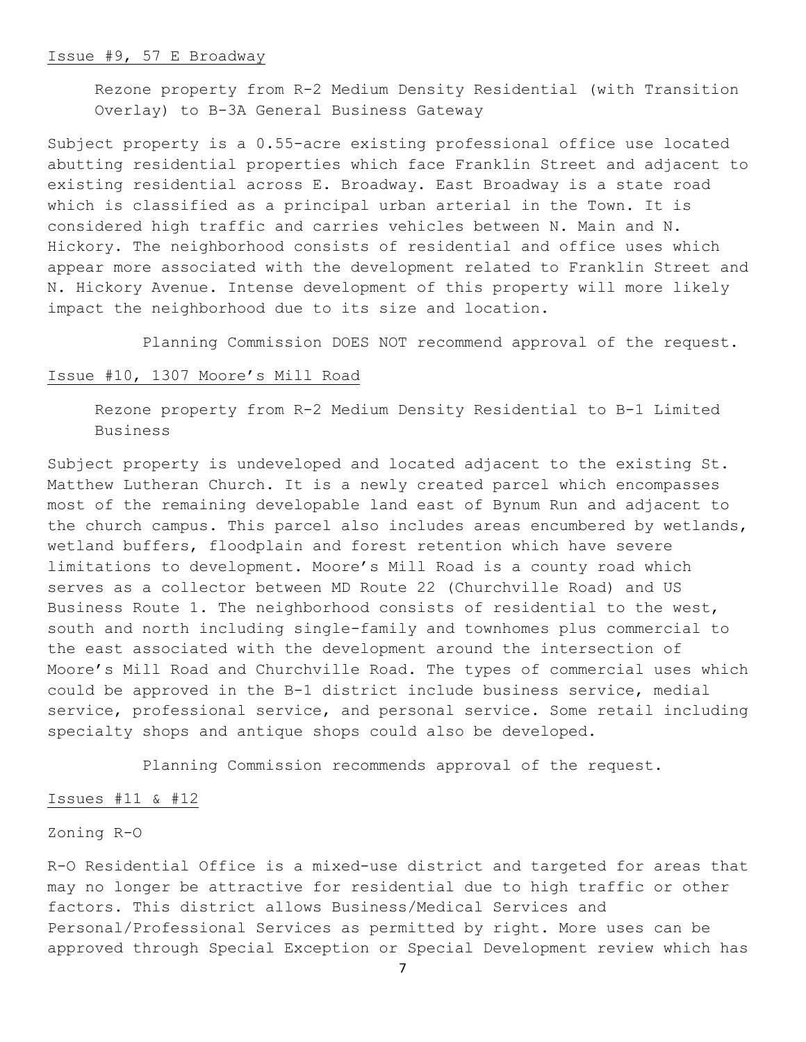Issue #9, 57 E Broadway

Rezone property from R-2 Medium Density Residential (with Transition Overlay) to B-3A General Business Gateway

Subject property is a 0.55-acre existing professional office use located abutting residential properties which face Franklin Street and adjacent to existing residential across E. Broadway. East Broadway is a state road which is classified as a principal urban arterial in the Town. It is considered high traffic and carries vehicles between N. Main and N. Hickory. The neighborhood consists of residential and office uses which appear more associated with the development related to Franklin Street and N. Hickory Avenue. Intense development of this property will more likely impact the neighborhood due to its size and location.

Planning Commission DOES NOT recommend approval of the request.

Issue #10, 1307 Moore's Mill Road

Rezone property from R-2 Medium Density Residential to B-1 Limited Business

Subject property is undeveloped and located adjacent to the existing St. Matthew Lutheran Church. It is a newly created parcel which encompasses most of the remaining developable land east of Bynum Run and adjacent to the church campus. This parcel also includes areas encumbered by wetlands, wetland buffers, floodplain and forest retention which have severe limitations to development. Moore's Mill Road is a county road which serves as a collector between MD Route 22 (Churchville Road) and US Business Route 1. The neighborhood consists of residential to the west, south and north including single-family and townhomes plus commercial to the east associated with the development around the intersection of Moore's Mill Road and Churchville Road. The types of commercial uses which could be approved in the B-1 district include business service, medial service, professional service, and personal service. Some retail including specialty shops and antique shops could also be developed.

Planning Commission recommends approval of the request.

Issues #11 & #12

Zoning R-O

R-O Residential Office is a mixed-use district and targeted for areas that may no longer be attractive for residential due to high traffic or other factors. This district allows Business/Medical Services and Personal/Professional Services as permitted by right. More uses can be approved through Special Exception or Special Development review which has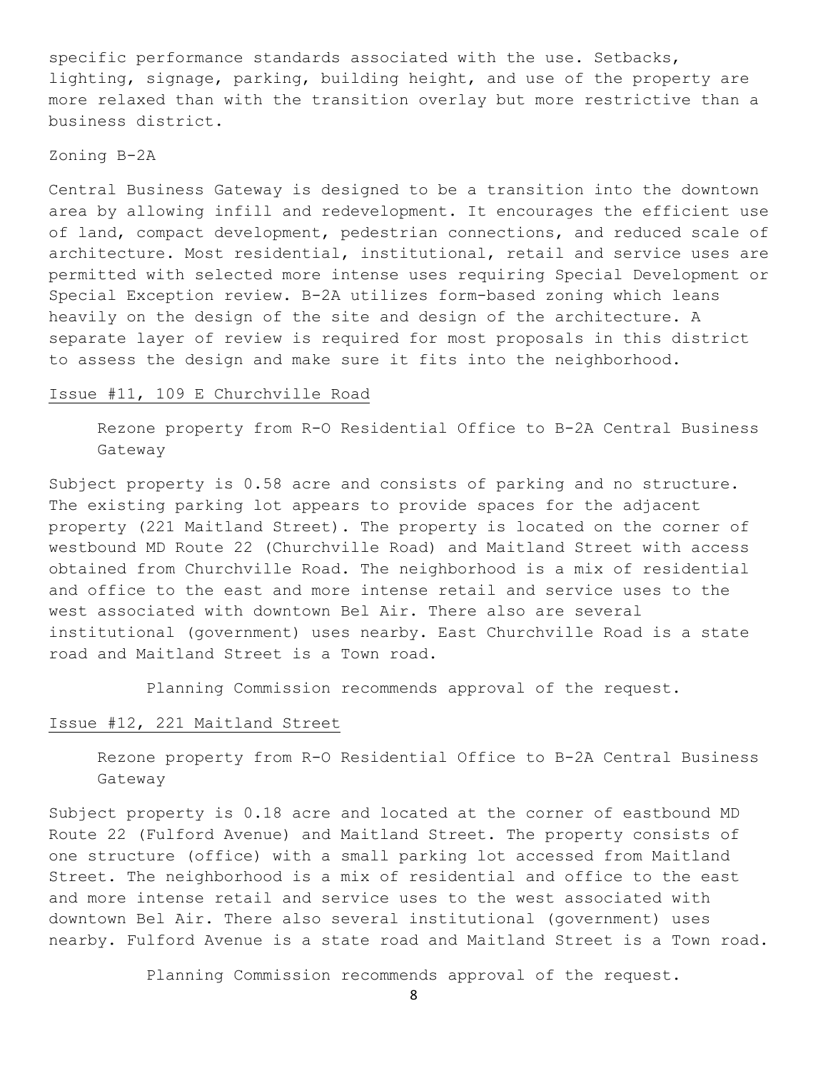specific performance standards associated with the use. Setbacks, lighting, signage, parking, building height, and use of the property are more relaxed than with the transition overlay but more restrictive than a business district.

Zoning B-2A

Central Business Gateway is designed to be a transition into the downtown area by allowing infill and redevelopment. It encourages the efficient use of land, compact development, pedestrian connections, and reduced scale of architecture. Most residential, institutional, retail and service uses are permitted with selected more intense uses requiring Special Development or Special Exception review. B-2A utilizes form-based zoning which leans heavily on the design of the site and design of the architecture. A separate layer of review is required for most proposals in this district to assess the design and make sure it fits into the neighborhood.

<u>Issue #11, 109 E Churchville Road</u>

> Rezone property from R-O Residential Office to B-2A Central Business Gateway

Subject property is 0.58 acre and consists of parking and no structure. The existing parking lot appears to provide spaces for the adjacent property (221 Maitland Street). The property is located on the corner of westbound MD Route 22 (Churchville Road) and Maitland Street with access obtained from Churchville Road. The neighborhood is a mix of residential and office to the east and more intense retail and service uses to the west associated with downtown Bel Air. There also are several institutional (government) uses nearby. East Churchville Road is a state road and Maitland Street is a Town road.

Planning Commission recommends approval of the request.

<u>Issue #12, 221 Maitland Street</u>

> Rezone property from R-O Residential Office to B-2A Central Business Gateway

Subject property is 0.18 acre and located at the corner of eastbound MD Route 22 (Fulford Avenue) and Maitland Street. The property consists of one structure (office) with a small parking lot accessed from Maitland Street. The neighborhood is a mix of residential and office to the east and more intense retail and service uses to the west associated with downtown Bel Air. There also several institutional (government) uses nearby. Fulford Avenue is a state road and Maitland Street is a Town road.

Planning Commission recommends approval of the request.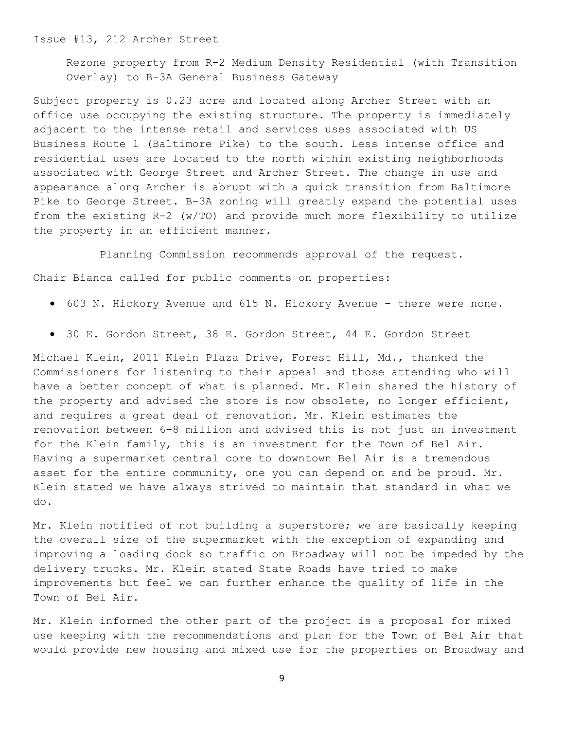<u>Issue #13, 212 Archer Street</u>

Rezone property from R-2 Medium Density Residential (with Transition Overlay) to B-3A General Business Gateway

Subject property is 0.23 acre and located along Archer Street with an office use occupying the existing structure. The property is immediately adjacent to the intense retail and services uses associated with US Business Route 1 (Baltimore Pike) to the south. Less intense office and residential uses are located to the north within existing neighborhoods associated with George Street and Archer Street. The change in use and appearance along Archer is abrupt with a quick transition from Baltimore Pike to George Street. B-3A zoning will greatly expand the potential uses from the existing R-2 (w/TO) and provide much more flexibility to utilize the property in an efficient manner.

Planning Commission recommends approval of the request.

Chair Bianca called for public comments on properties:

- 603 N. Hickory Avenue and 615 N. Hickory Avenue – there were none.
- 30 E. Gordon Street, 38 E. Gordon Street, 44 E. Gordon Street

Michael Klein, 2011 Klein Plaza Drive, Forest Hill, Md., thanked the Commissioners for listening to their appeal and those attending who will have a better concept of what is planned. Mr. Klein shared the history of the property and advised the store is now obsolete, no longer efficient, and requires a great deal of renovation. Mr. Klein estimates the renovation between 6-8 million and advised this is not just an investment for the Klein family, this is an investment for the Town of Bel Air. Having a supermarket central core to downtown Bel Air is a tremendous asset for the entire community, one you can depend on and be proud. Mr. Klein stated we have always strived to maintain that standard in what we do.

Mr. Klein notified of not building a superstore; we are basically keeping the overall size of the supermarket with the exception of expanding and improving a loading dock so traffic on Broadway will not be impeded by the delivery trucks. Mr. Klein stated State Roads have tried to make improvements but feel we can further enhance the quality of life in the Town of Bel Air.

Mr. Klein informed the other part of the project is a proposal for mixed use keeping with the recommendations and plan for the Town of Bel Air that would provide new housing and mixed use for the properties on Broadway and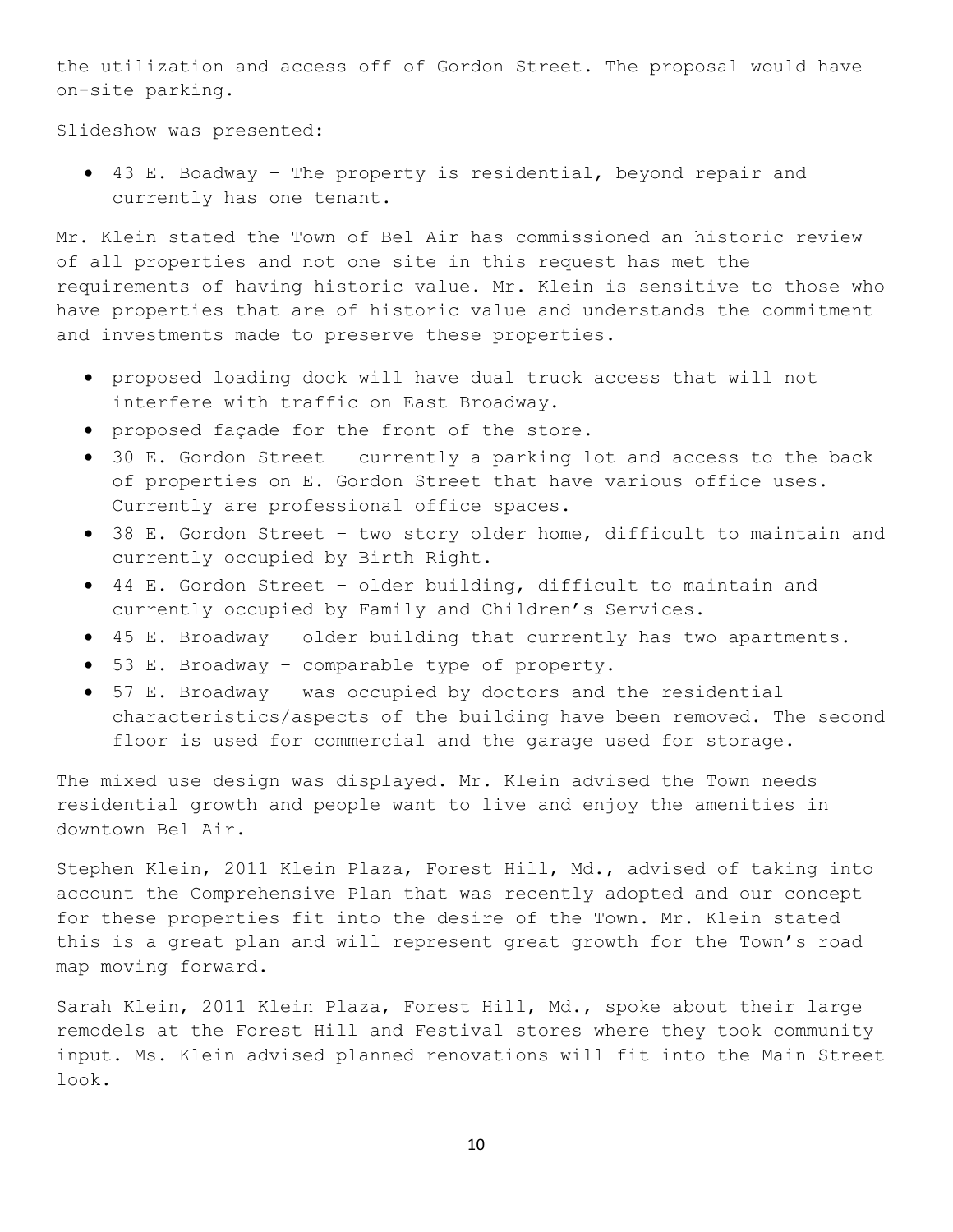the utilization and access off of Gordon Street. The proposal would have on-site parking.

Slideshow was presented:

- 43 E. Boadway – The property is residential, beyond repair and currently has one tenant.

Mr. Klein stated the Town of Bel Air has commissioned an historic review of all properties and not one site in this request has met the requirements of having historic value. Mr. Klein is sensitive to those who have properties that are of historic value and understands the commitment and investments made to preserve these properties.

- proposed loading dock will have dual truck access that will not interfere with traffic on East Broadway.
- proposed façade for the front of the store.
- 30 E. Gordon Street – currently a parking lot and access to the back of properties on E. Gordon Street that have various office uses. Currently are professional office spaces.
- 38 E. Gordon Street – two story older home, difficult to maintain and currently occupied by Birth Right.
- 44 E. Gordon Street – older building, difficult to maintain and currently occupied by Family and Children's Services.
- 45 E. Broadway – older building that currently has two apartments.
- 53 E. Broadway – comparable type of property.
- 57 E. Broadway – was occupied by doctors and the residential characteristics/aspects of the building have been removed. The second floor is used for commercial and the garage used for storage.

The mixed use design was displayed. Mr. Klein advised the Town needs residential growth and people want to live and enjoy the amenities in downtown Bel Air.

Stephen Klein, 2011 Klein Plaza, Forest Hill, Md., advised of taking into account the Comprehensive Plan that was recently adopted and our concept for these properties fit into the desire of the Town. Mr. Klein stated this is a great plan and will represent great growth for the Town's road map moving forward.

Sarah Klein, 2011 Klein Plaza, Forest Hill, Md., spoke about their large remodels at the Forest Hill and Festival stores where they took community input. Ms. Klein advised planned renovations will fit into the Main Street look.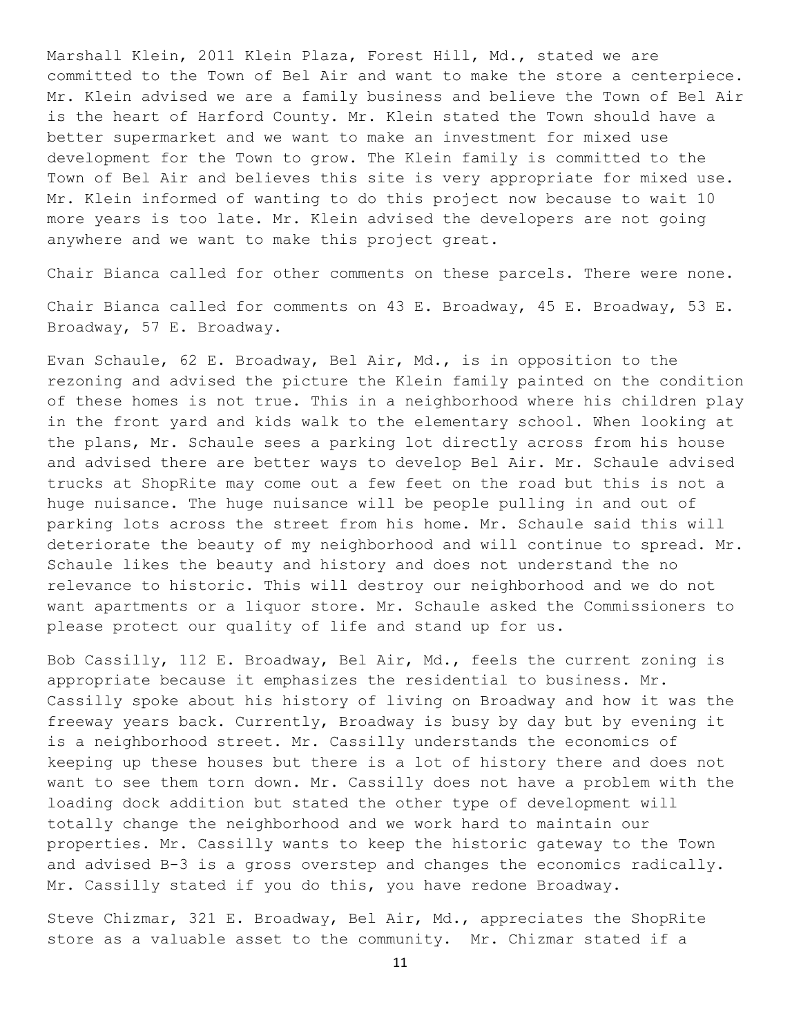Marshall Klein, 2011 Klein Plaza, Forest Hill, Md., stated we are committed to the Town of Bel Air and want to make the store a centerpiece. Mr. Klein advised we are a family business and believe the Town of Bel Air is the heart of Harford County. Mr. Klein stated the Town should have a better supermarket and we want to make an investment for mixed use development for the Town to grow. The Klein family is committed to the Town of Bel Air and believes this site is very appropriate for mixed use. Mr. Klein informed of wanting to do this project now because to wait 10 more years is too late. Mr. Klein advised the developers are not going anywhere and we want to make this project great.

Chair Bianca called for other comments on these parcels. There were none.

Chair Bianca called for comments on 43 E. Broadway, 45 E. Broadway, 53 E. Broadway, 57 E. Broadway.

Evan Schaule, 62 E. Broadway, Bel Air, Md., is in opposition to the rezoning and advised the picture the Klein family painted on the condition of these homes is not true. This in a neighborhood where his children play in the front yard and kids walk to the elementary school. When looking at the plans, Mr. Schaule sees a parking lot directly across from his house and advised there are better ways to develop Bel Air. Mr. Schaule advised trucks at ShopRite may come out a few feet on the road but this is not a huge nuisance. The huge nuisance will be people pulling in and out of parking lots across the street from his home. Mr. Schaule said this will deteriorate the beauty of my neighborhood and will continue to spread. Mr. Schaule likes the beauty and history and does not understand the no relevance to historic. This will destroy our neighborhood and we do not want apartments or a liquor store. Mr. Schaule asked the Commissioners to please protect our quality of life and stand up for us.

Bob Cassilly, 112 E. Broadway, Bel Air, Md., feels the current zoning is appropriate because it emphasizes the residential to business. Mr. Cassilly spoke about his history of living on Broadway and how it was the freeway years back. Currently, Broadway is busy by day but by evening it is a neighborhood street. Mr. Cassilly understands the economics of keeping up these houses but there is a lot of history there and does not want to see them torn down. Mr. Cassilly does not have a problem with the loading dock addition but stated the other type of development will totally change the neighborhood and we work hard to maintain our properties. Mr. Cassilly wants to keep the historic gateway to the Town and advised B-3 is a gross overstep and changes the economics radically. Mr. Cassilly stated if you do this, you have redone Broadway.

Steve Chizmar, 321 E. Broadway, Bel Air, Md., appreciates the ShopRite store as a valuable asset to the community. Mr. Chizmar stated if a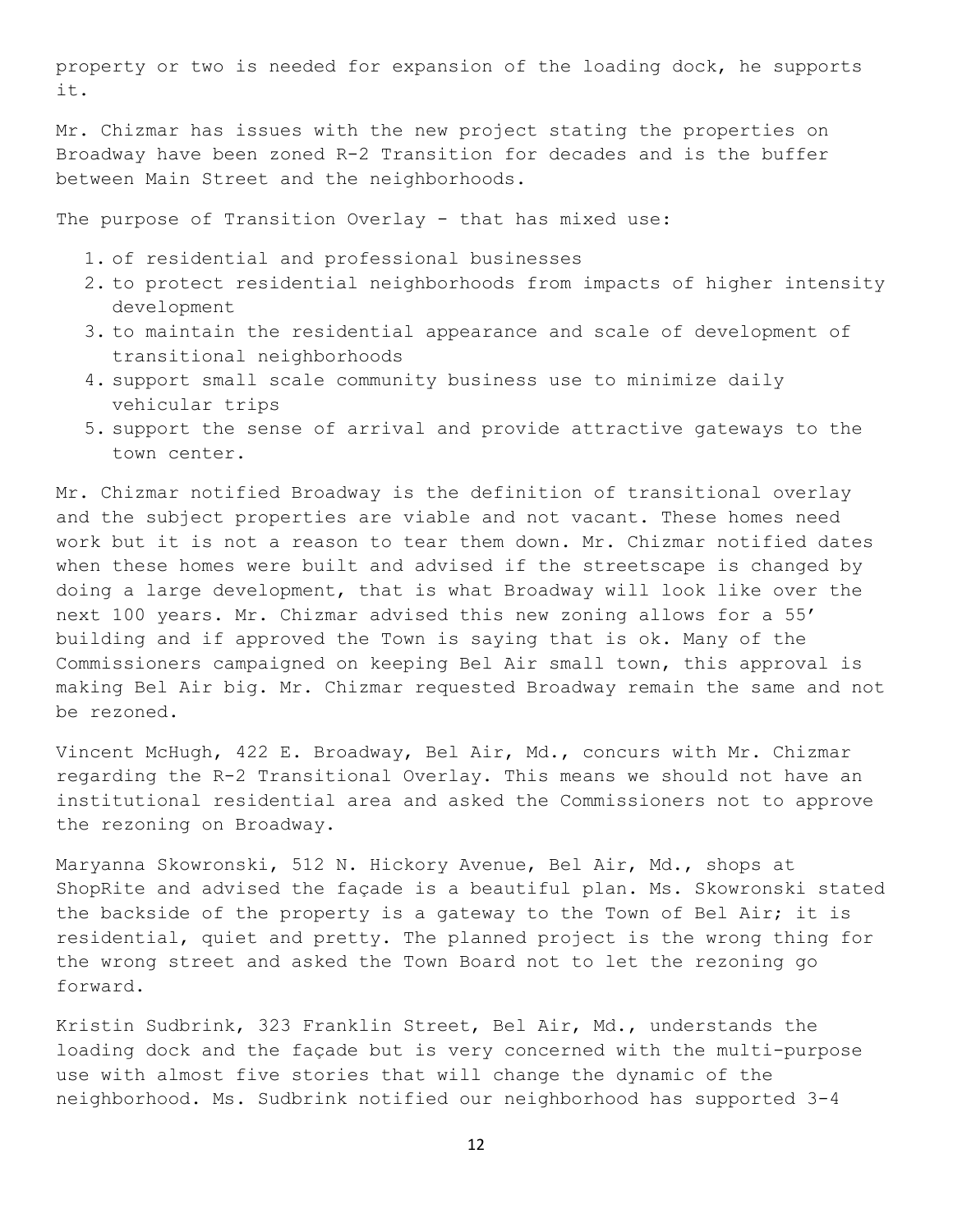property or two is needed for expansion of the loading dock, he supports it.

Mr. Chizmar has issues with the new project stating the properties on Broadway have been zoned R-2 Transition for decades and is the buffer between Main Street and the neighborhoods.

The purpose of Transition Overlay - that has mixed use:

1. of residential and professional businesses
2. to protect residential neighborhoods from impacts of higher intensity development
3. to maintain the residential appearance and scale of development of transitional neighborhoods
4. support small scale community business use to minimize daily vehicular trips
5. support the sense of arrival and provide attractive gateways to the town center.

Mr. Chizmar notified Broadway is the definition of transitional overlay and the subject properties are viable and not vacant. These homes need work but it is not a reason to tear them down. Mr. Chizmar notified dates when these homes were built and advised if the streetscape is changed by doing a large development, that is what Broadway will look like over the next 100 years. Mr. Chizmar advised this new zoning allows for a 55' building and if approved the Town is saying that is ok. Many of the Commissioners campaigned on keeping Bel Air small town, this approval is making Bel Air big. Mr. Chizmar requested Broadway remain the same and not be rezoned.

Vincent McHugh, 422 E. Broadway, Bel Air, Md., concurs with Mr. Chizmar regarding the R-2 Transitional Overlay. This means we should not have an institutional residential area and asked the Commissioners not to approve the rezoning on Broadway.

Maryanna Skowronski, 512 N. Hickory Avenue, Bel Air, Md., shops at ShopRite and advised the façade is a beautiful plan. Ms. Skowronski stated the backside of the property is a gateway to the Town of Bel Air; it is residential, quiet and pretty. The planned project is the wrong thing for the wrong street and asked the Town Board not to let the rezoning go forward.

Kristin Sudbrink, 323 Franklin Street, Bel Air, Md., understands the loading dock and the façade but is very concerned with the multi-purpose use with almost five stories that will change the dynamic of the neighborhood. Ms. Sudbrink notified our neighborhood has supported 3-4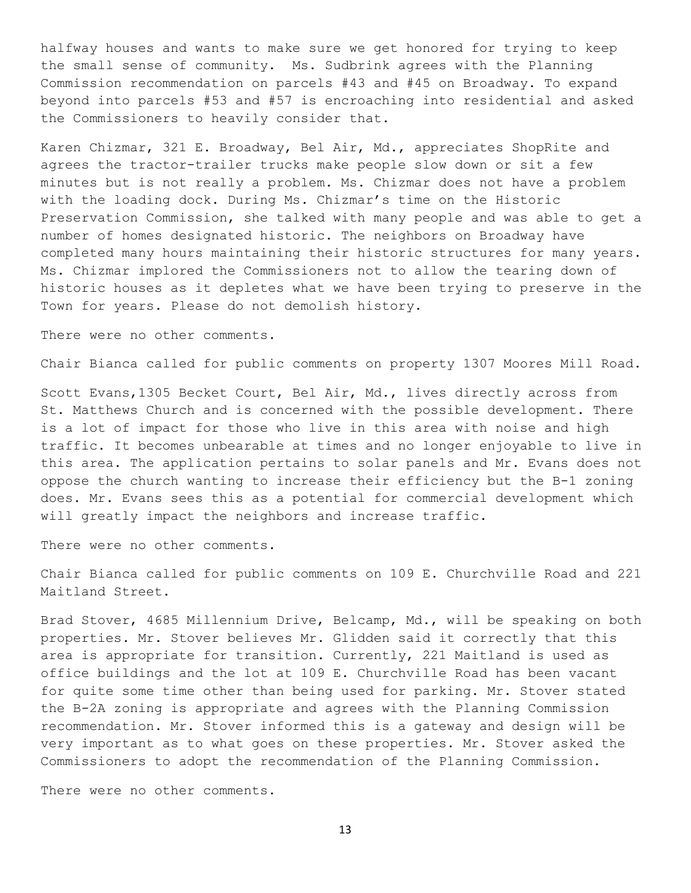halfway houses and wants to make sure we get honored for trying to keep the small sense of community. Ms. Sudbrink agrees with the Planning Commission recommendation on parcels #43 and #45 on Broadway. To expand beyond into parcels #53 and #57 is encroaching into residential and asked the Commissioners to heavily consider that.

Karen Chizmar, 321 E. Broadway, Bel Air, Md., appreciates ShopRite and agrees the tractor-trailer trucks make people slow down or sit a few minutes but is not really a problem. Ms. Chizmar does not have a problem with the loading dock. During Ms. Chizmar's time on the Historic Preservation Commission, she talked with many people and was able to get a number of homes designated historic. The neighbors on Broadway have completed many hours maintaining their historic structures for many years. Ms. Chizmar implored the Commissioners not to allow the tearing down of historic houses as it depletes what we have been trying to preserve in the Town for years. Please do not demolish history.

There were no other comments.

Chair Bianca called for public comments on property 1307 Moores Mill Road.

Scott Evans,1305 Becket Court, Bel Air, Md., lives directly across from St. Matthews Church and is concerned with the possible development. There is a lot of impact for those who live in this area with noise and high traffic. It becomes unbearable at times and no longer enjoyable to live in this area. The application pertains to solar panels and Mr. Evans does not oppose the church wanting to increase their efficiency but the B-1 zoning does. Mr. Evans sees this as a potential for commercial development which will greatly impact the neighbors and increase traffic.

There were no other comments.

Chair Bianca called for public comments on 109 E. Churchville Road and 221 Maitland Street.

Brad Stover, 4685 Millennium Drive, Belcamp, Md., will be speaking on both properties. Mr. Stover believes Mr. Glidden said it correctly that this area is appropriate for transition. Currently, 221 Maitland is used as office buildings and the lot at 109 E. Churchville Road has been vacant for quite some time other than being used for parking. Mr. Stover stated the B-2A zoning is appropriate and agrees with the Planning Commission recommendation. Mr. Stover informed this is a gateway and design will be very important as to what goes on these properties. Mr. Stover asked the Commissioners to adopt the recommendation of the Planning Commission.

There were no other comments.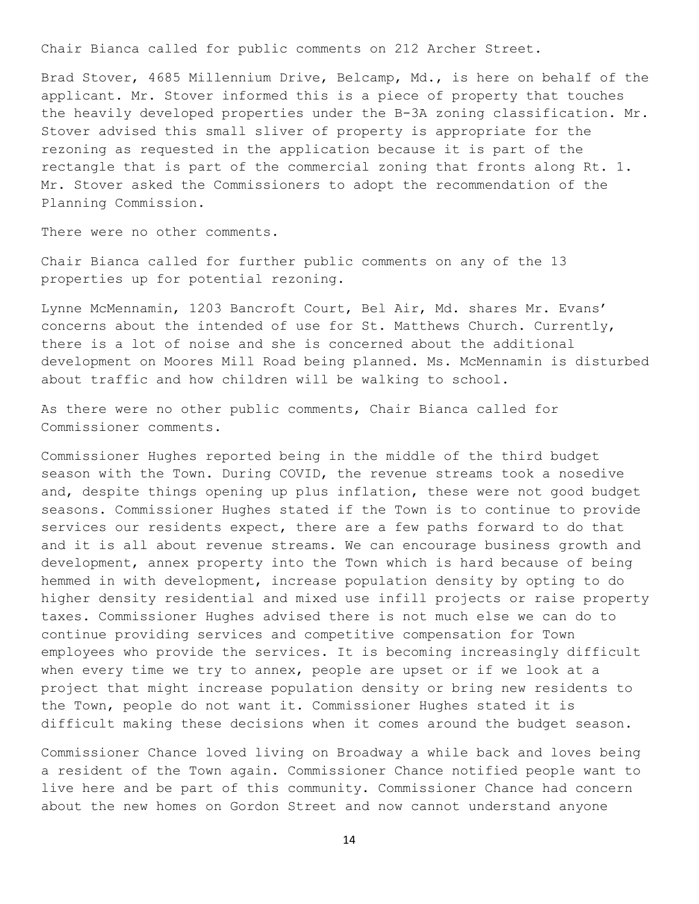Chair Bianca called for public comments on 212 Archer Street.

Brad Stover, 4685 Millennium Drive, Belcamp, Md., is here on behalf of the applicant. Mr. Stover informed this is a piece of property that touches the heavily developed properties under the B-3A zoning classification. Mr. Stover advised this small sliver of property is appropriate for the rezoning as requested in the application because it is part of the rectangle that is part of the commercial zoning that fronts along Rt. 1. Mr. Stover asked the Commissioners to adopt the recommendation of the Planning Commission.

There were no other comments.

Chair Bianca called for further public comments on any of the 13 properties up for potential rezoning.

Lynne McMennamin, 1203 Bancroft Court, Bel Air, Md. shares Mr. Evans' concerns about the intended of use for St. Matthews Church. Currently, there is a lot of noise and she is concerned about the additional development on Moores Mill Road being planned. Ms. McMennamin is disturbed about traffic and how children will be walking to school.

As there were no other public comments, Chair Bianca called for Commissioner comments.

Commissioner Hughes reported being in the middle of the third budget season with the Town. During COVID, the revenue streams took a nosedive and, despite things opening up plus inflation, these were not good budget seasons. Commissioner Hughes stated if the Town is to continue to provide services our residents expect, there are a few paths forward to do that and it is all about revenue streams. We can encourage business growth and development, annex property into the Town which is hard because of being hemmed in with development, increase population density by opting to do higher density residential and mixed use infill projects or raise property taxes. Commissioner Hughes advised there is not much else we can do to continue providing services and competitive compensation for Town employees who provide the services. It is becoming increasingly difficult when every time we try to annex, people are upset or if we look at a project that might increase population density or bring new residents to the Town, people do not want it. Commissioner Hughes stated it is difficult making these decisions when it comes around the budget season.

Commissioner Chance loved living on Broadway a while back and loves being a resident of the Town again. Commissioner Chance notified people want to live here and be part of this community. Commissioner Chance had concern about the new homes on Gordon Street and now cannot understand anyone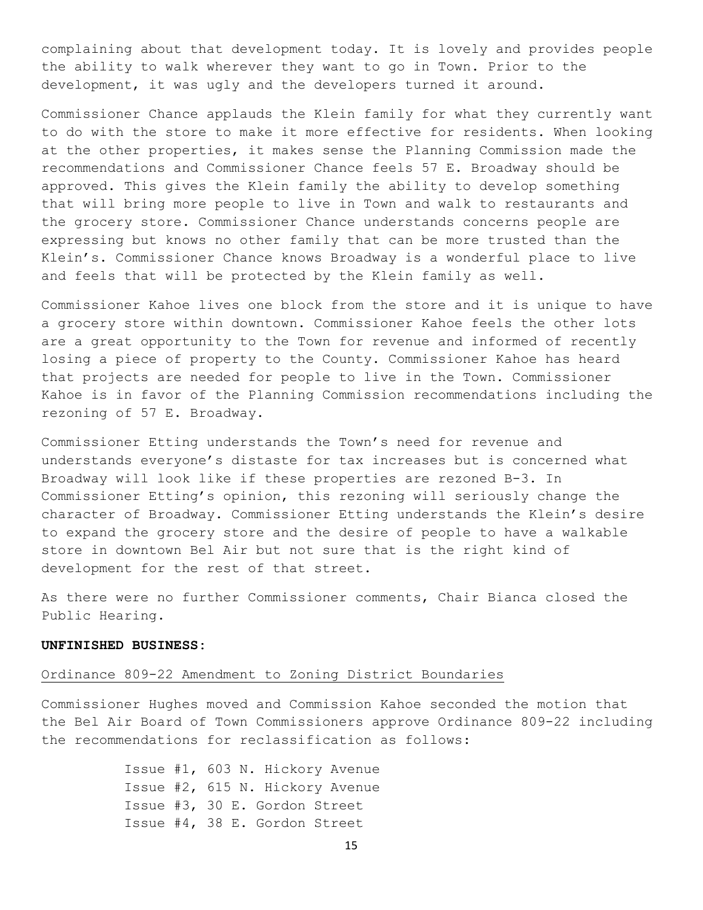complaining about that development today. It is lovely and provides people the ability to walk wherever they want to go in Town. Prior to the development, it was ugly and the developers turned it around.

Commissioner Chance applauds the Klein family for what they currently want to do with the store to make it more effective for residents. When looking at the other properties, it makes sense the Planning Commission made the recommendations and Commissioner Chance feels 57 E. Broadway should be approved. This gives the Klein family the ability to develop something that will bring more people to live in Town and walk to restaurants and the grocery store. Commissioner Chance understands concerns people are expressing but knows no other family that can be more trusted than the Klein's. Commissioner Chance knows Broadway is a wonderful place to live and feels that will be protected by the Klein family as well.

Commissioner Kahoe lives one block from the store and it is unique to have a grocery store within downtown. Commissioner Kahoe feels the other lots are a great opportunity to the Town for revenue and informed of recently losing a piece of property to the County. Commissioner Kahoe has heard that projects are needed for people to live in the Town. Commissioner Kahoe is in favor of the Planning Commission recommendations including the rezoning of 57 E. Broadway.

Commissioner Etting understands the Town's need for revenue and understands everyone's distaste for tax increases but is concerned what Broadway will look like if these properties are rezoned B-3. In Commissioner Etting's opinion, this rezoning will seriously change the character of Broadway. Commissioner Etting understands the Klein's desire to expand the grocery store and the desire of people to have a walkable store in downtown Bel Air but not sure that is the right kind of development for the rest of that street.

As there were no further Commissioner comments, Chair Bianca closed the Public Hearing.

**UNFINISHED BUSINESS:**

Ordinance 809-22 Amendment to Zoning District Boundaries

Commissioner Hughes moved and Commission Kahoe seconded the motion that the Bel Air Board of Town Commissioners approve Ordinance 809-22 including the recommendations for reclassification as follows:

Issue #1, 603 N. Hickory Avenue
Issue #2, 615 N. Hickory Avenue
Issue #3, 30 E. Gordon Street
Issue #4, 38 E. Gordon Street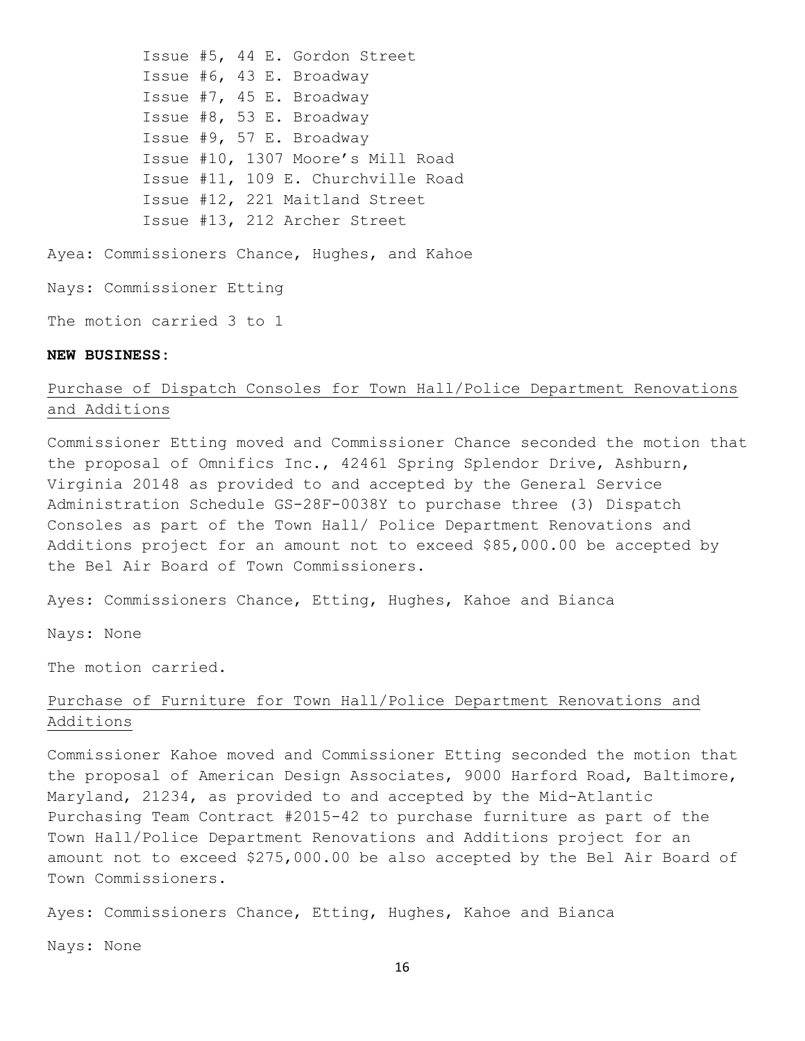Issue #5, 44 E. Gordon Street
Issue #6, 43 E. Broadway
Issue #7, 45 E. Broadway
Issue #8, 53 E. Broadway
Issue #9, 57 E. Broadway
Issue #10, 1307 Moore's Mill Road
Issue #11, 109 E. Churchville Road
Issue #12, 221 Maitland Street
Issue #13, 212 Archer Street

Ayea: Commissioners Chance, Hughes, and Kahoe

Nays: Commissioner Etting

The motion carried 3 to 1

**NEW BUSINESS:**

Purchase of Dispatch Consoles for Town Hall/Police Department Renovations and Additions

Commissioner Etting moved and Commissioner Chance seconded the motion that the proposal of Omnifics Inc., 42461 Spring Splendor Drive, Ashburn, Virginia 20148 as provided to and accepted by the General Service Administration Schedule GS-28F-0038Y to purchase three (3) Dispatch Consoles as part of the Town Hall/ Police Department Renovations and Additions project for an amount not to exceed $85,000.00 be accepted by the Bel Air Board of Town Commissioners.

Ayes: Commissioners Chance, Etting, Hughes, Kahoe and Bianca

Nays: None

The motion carried.

Purchase of Furniture for Town Hall/Police Department Renovations and Additions

Commissioner Kahoe moved and Commissioner Etting seconded the motion that the proposal of American Design Associates, 9000 Harford Road, Baltimore, Maryland, 21234, as provided to and accepted by the Mid-Atlantic Purchasing Team Contract #2015-42 to purchase furniture as part of the Town Hall/Police Department Renovations and Additions project for an amount not to exceed $275,000.00 be also accepted by the Bel Air Board of Town Commissioners.

Ayes: Commissioners Chance, Etting, Hughes, Kahoe and Bianca

Nays: None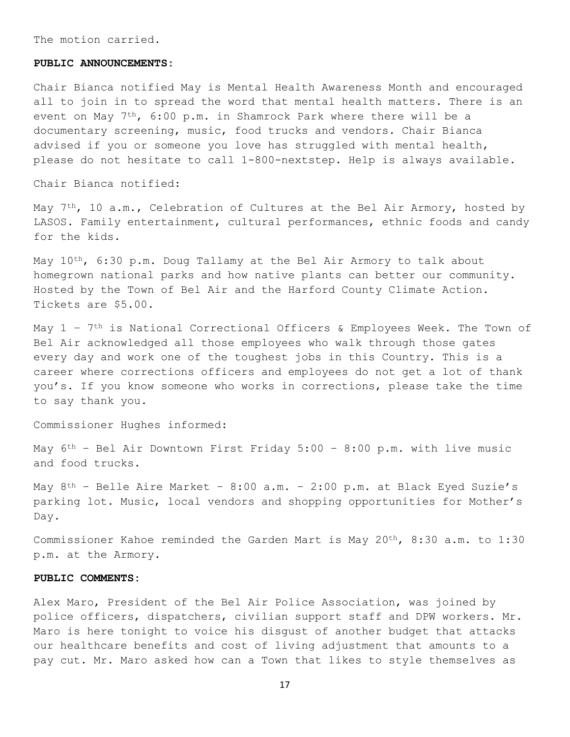The motion carried.

**PUBLIC ANNOUNCEMENTS:**

Chair Bianca notified May is Mental Health Awareness Month and encouraged all to join in to spread the word that mental health matters. There is an event on May 7th, 6:00 p.m. in Shamrock Park where there will be a documentary screening, music, food trucks and vendors. Chair Bianca advised if you or someone you love has struggled with mental health, please do not hesitate to call 1-800-nextstep. Help is always available.

Chair Bianca notified:

May 7th, 10 a.m., Celebration of Cultures at the Bel Air Armory, hosted by LASOS. Family entertainment, cultural performances, ethnic foods and candy for the kids.

May 10th, 6:30 p.m. Doug Tallamy at the Bel Air Armory to talk about homegrown national parks and how native plants can better our community. Hosted by the Town of Bel Air and the Harford County Climate Action. Tickets are $5.00.

May 1 – 7th is National Correctional Officers & Employees Week. The Town of Bel Air acknowledged all those employees who walk through those gates every day and work one of the toughest jobs in this Country. This is a career where corrections officers and employees do not get a lot of thank you's. If you know someone who works in corrections, please take the time to say thank you.

Commissioner Hughes informed:

May 6th – Bel Air Downtown First Friday 5:00 – 8:00 p.m. with live music and food trucks.

May 8th – Belle Aire Market – 8:00 a.m. – 2:00 p.m. at Black Eyed Suzie's parking lot. Music, local vendors and shopping opportunities for Mother's Day.

Commissioner Kahoe reminded the Garden Mart is May 20th, 8:30 a.m. to 1:30 p.m. at the Armory.

**PUBLIC COMMENTS:**

Alex Maro, President of the Bel Air Police Association, was joined by police officers, dispatchers, civilian support staff and DPW workers. Mr. Maro is here tonight to voice his disgust of another budget that attacks our healthcare benefits and cost of living adjustment that amounts to a pay cut. Mr. Maro asked how can a Town that likes to style themselves as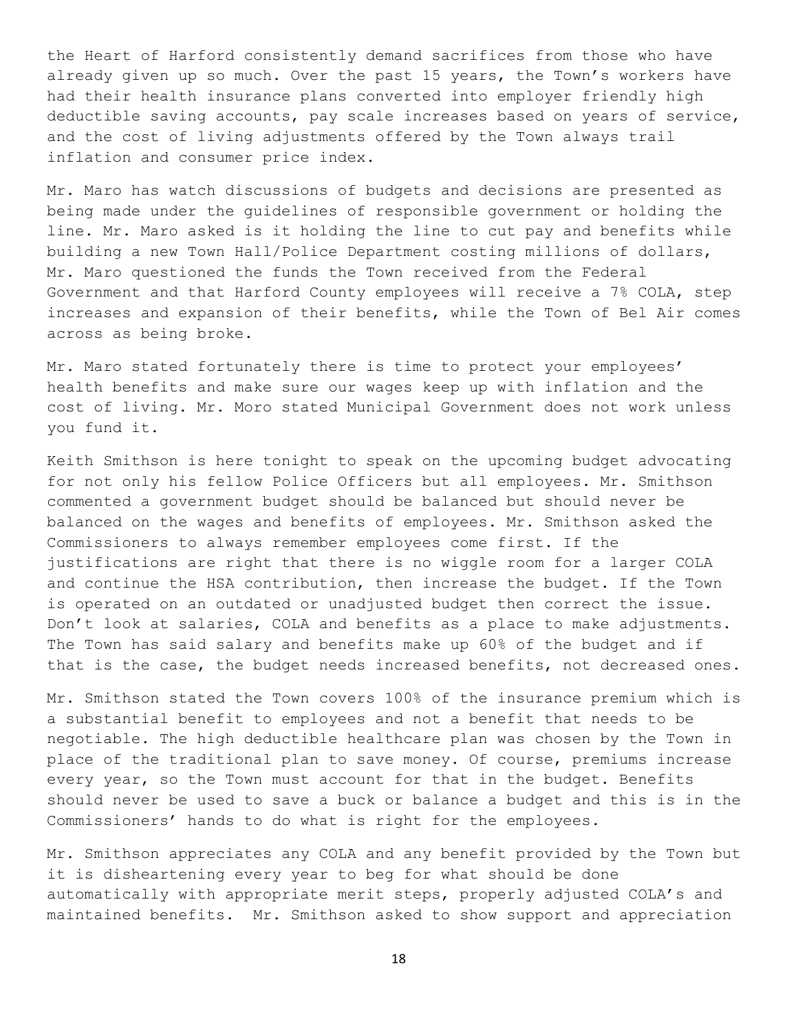the Heart of Harford consistently demand sacrifices from those who have already given up so much. Over the past 15 years, the Town's workers have had their health insurance plans converted into employer friendly high deductible saving accounts, pay scale increases based on years of service, and the cost of living adjustments offered by the Town always trail inflation and consumer price index.

Mr. Maro has watch discussions of budgets and decisions are presented as being made under the guidelines of responsible government or holding the line. Mr. Maro asked is it holding the line to cut pay and benefits while building a new Town Hall/Police Department costing millions of dollars, Mr. Maro questioned the funds the Town received from the Federal Government and that Harford County employees will receive a 7% COLA, step increases and expansion of their benefits, while the Town of Bel Air comes across as being broke.

Mr. Maro stated fortunately there is time to protect your employees' health benefits and make sure our wages keep up with inflation and the cost of living. Mr. Moro stated Municipal Government does not work unless you fund it.

Keith Smithson is here tonight to speak on the upcoming budget advocating for not only his fellow Police Officers but all employees. Mr. Smithson commented a government budget should be balanced but should never be balanced on the wages and benefits of employees. Mr. Smithson asked the Commissioners to always remember employees come first. If the justifications are right that there is no wiggle room for a larger COLA and continue the HSA contribution, then increase the budget. If the Town is operated on an outdated or unadjusted budget then correct the issue. Don't look at salaries, COLA and benefits as a place to make adjustments. The Town has said salary and benefits make up 60% of the budget and if that is the case, the budget needs increased benefits, not decreased ones.

Mr. Smithson stated the Town covers 100% of the insurance premium which is a substantial benefit to employees and not a benefit that needs to be negotiable. The high deductible healthcare plan was chosen by the Town in place of the traditional plan to save money. Of course, premiums increase every year, so the Town must account for that in the budget. Benefits should never be used to save a buck or balance a budget and this is in the Commissioners' hands to do what is right for the employees.

Mr. Smithson appreciates any COLA and any benefit provided by the Town but it is disheartening every year to beg for what should be done automatically with appropriate merit steps, properly adjusted COLA's and maintained benefits. Mr. Smithson asked to show support and appreciation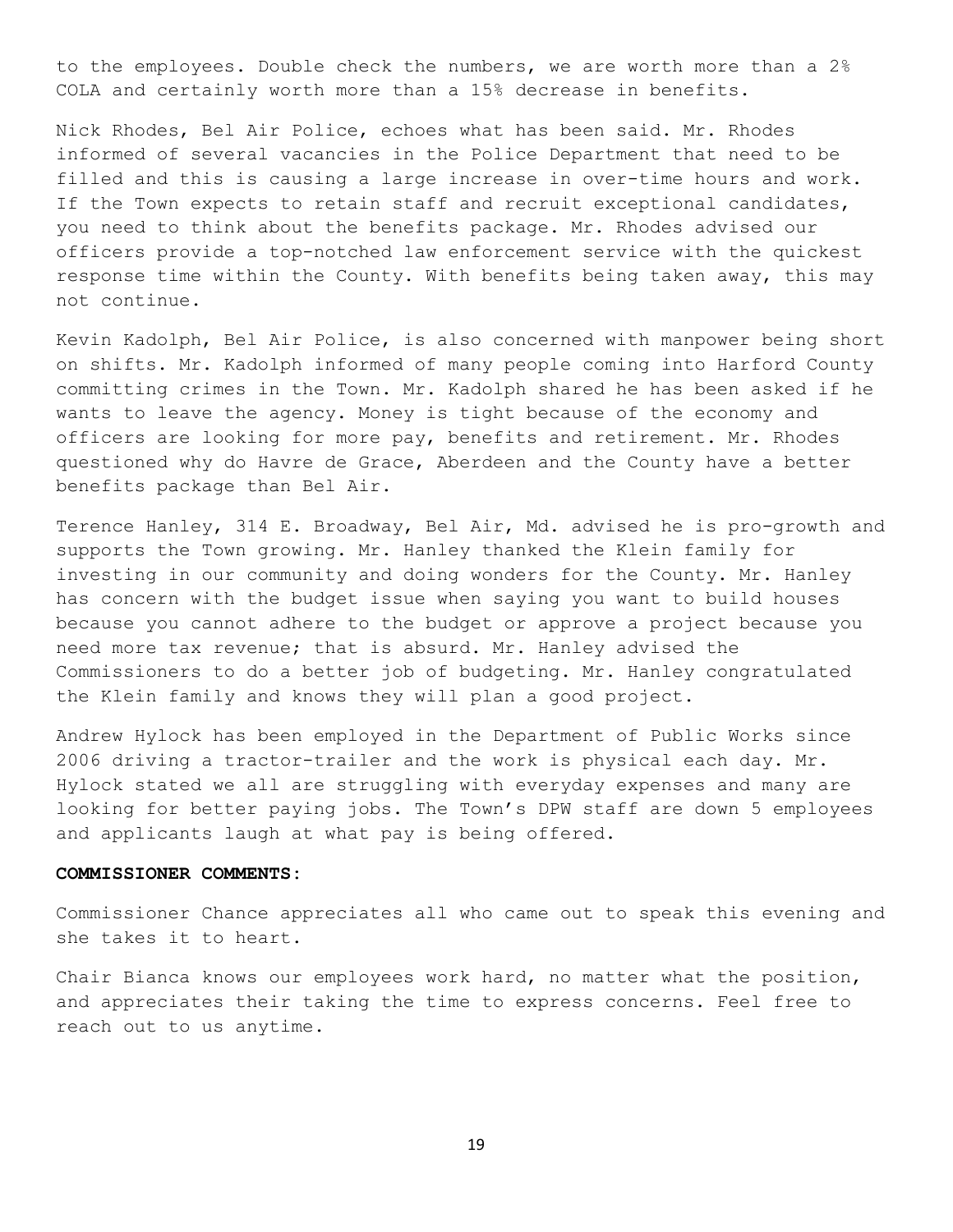to the employees. Double check the numbers, we are worth more than a 2% COLA and certainly worth more than a 15% decrease in benefits.

Nick Rhodes, Bel Air Police, echoes what has been said. Mr. Rhodes informed of several vacancies in the Police Department that need to be filled and this is causing a large increase in over-time hours and work. If the Town expects to retain staff and recruit exceptional candidates, you need to think about the benefits package. Mr. Rhodes advised our officers provide a top-notched law enforcement service with the quickest response time within the County. With benefits being taken away, this may not continue.

Kevin Kadolph, Bel Air Police, is also concerned with manpower being short on shifts. Mr. Kadolph informed of many people coming into Harford County committing crimes in the Town. Mr. Kadolph shared he has been asked if he wants to leave the agency. Money is tight because of the economy and officers are looking for more pay, benefits and retirement. Mr. Rhodes questioned why do Havre de Grace, Aberdeen and the County have a better benefits package than Bel Air.

Terence Hanley, 314 E. Broadway, Bel Air, Md. advised he is pro-growth and supports the Town growing. Mr. Hanley thanked the Klein family for investing in our community and doing wonders for the County. Mr. Hanley has concern with the budget issue when saying you want to build houses because you cannot adhere to the budget or approve a project because you need more tax revenue; that is absurd. Mr. Hanley advised the Commissioners to do a better job of budgeting. Mr. Hanley congratulated the Klein family and knows they will plan a good project.

Andrew Hylock has been employed in the Department of Public Works since 2006 driving a tractor-trailer and the work is physical each day. Mr. Hylock stated we all are struggling with everyday expenses and many are looking for better paying jobs. The Town's DPW staff are down 5 employees and applicants laugh at what pay is being offered.

**COMMISSIONER COMMENTS:**

Commissioner Chance appreciates all who came out to speak this evening and she takes it to heart.

Chair Bianca knows our employees work hard, no matter what the position, and appreciates their taking the time to express concerns. Feel free to reach out to us anytime.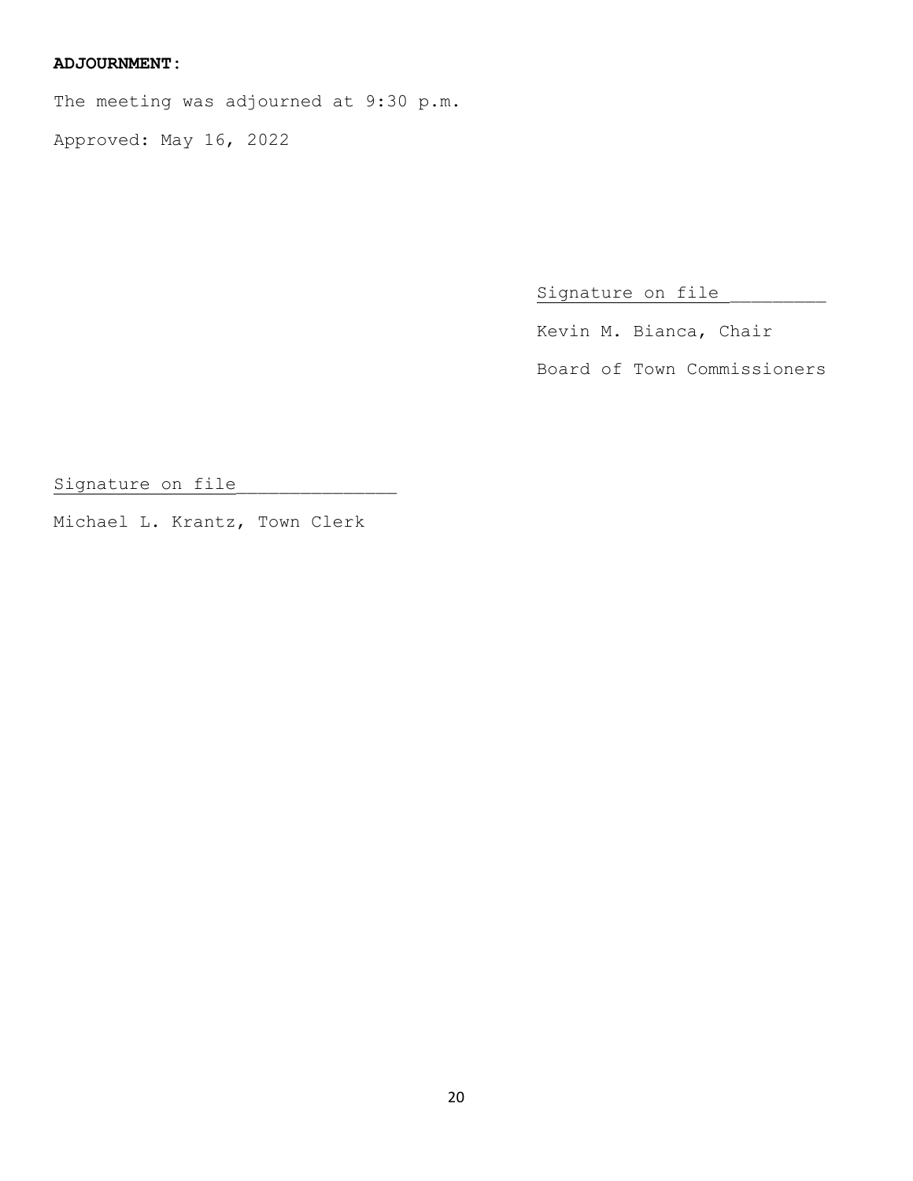**ADJOURNMENT:**

The meeting was adjourned at 9:30 p.m.

Approved: May 16, 2022

Signature on file \_\_\_\_\_\_\_\_\_

Kevin M. Bianca, Chair

Board of Town Commissioners

Signature on file\_\_\_\_\_\_\_\_\_\_\_\_\_\_\_

Michael L. Krantz, Town Clerk